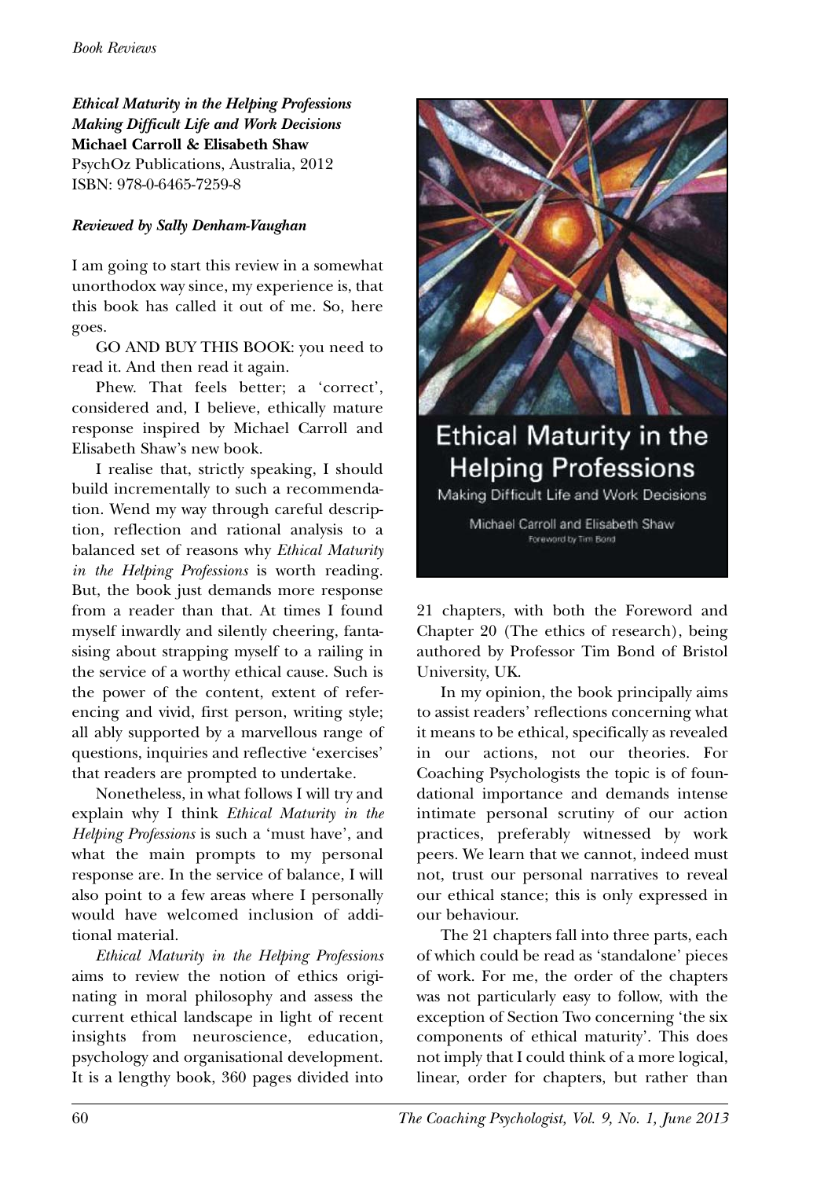*Ethical Maturity in the Helping Professions*
*Making Difficult Life and Work Decisions*
**Michael Carroll & Elisabeth Shaw**
PsychOz Publications, Australia, 2012
ISBN: 978-0-6465-7259-8

***Reviewed by Sally Denham-Vaughan***

I am going to start this review in a somewhat unorthodox way since, my experience is, that this book has called it out of me. So, here goes.

GO AND BUY THIS BOOK: you need to read it. And then read it again.

Phew. That feels better; a 'correct', considered and, I believe, ethically mature response inspired by Michael Carroll and Elisabeth Shaw's new book.

I realise that, strictly speaking, I should build incrementally to such a recommendation. Wend my way through careful description, reflection and rational analysis to a balanced set of reasons why *Ethical Maturity in the Helping Professions* is worth reading. But, the book just demands more response from a reader than that. At times I found myself inwardly and silently cheering, fantasising about strapping myself to a railing in the service of a worthy ethical cause. Such is the power of the content, extent of referencing and vivid, first person, writing style; all ably supported by a marvellous range of questions, inquiries and reflective 'exercises' that readers are prompted to undertake.

Nonetheless, in what follows I will try and explain why I think *Ethical Maturity in the Helping Professions* is such a 'must have', and what the main prompts to my personal response are. In the service of balance, I will also point to a few areas where I personally would have welcomed inclusion of additional material.

*Ethical Maturity in the Helping Professions* aims to review the notion of ethics originating in moral philosophy and assess the current ethical landscape in light of recent insights from neuroscience, education, psychology and organisational development. It is a lengthy book, 360 pages divided into 21 chapters, with both the Foreword and Chapter 20 (The ethics of research), being authored by Professor Tim Bond of Bristol University, UK.

In my opinion, the book principally aims to assist readers' reflections concerning what it means to be ethical, specifically as revealed in our actions, not our theories. For Coaching Psychologists the topic is of foundational importance and demands intense intimate personal scrutiny of our action practices, preferably witnessed by work peers. We learn that we cannot, indeed must not, trust our personal narratives to reveal our ethical stance; this is only expressed in our behaviour.

The 21 chapters fall into three parts, each of which could be read as 'standalone' pieces of work. For me, the order of the chapters was not particularly easy to follow, with the exception of Section Two concerning 'the six components of ethical maturity'. This does not imply that I could think of a more logical, linear, order for chapters, but rather than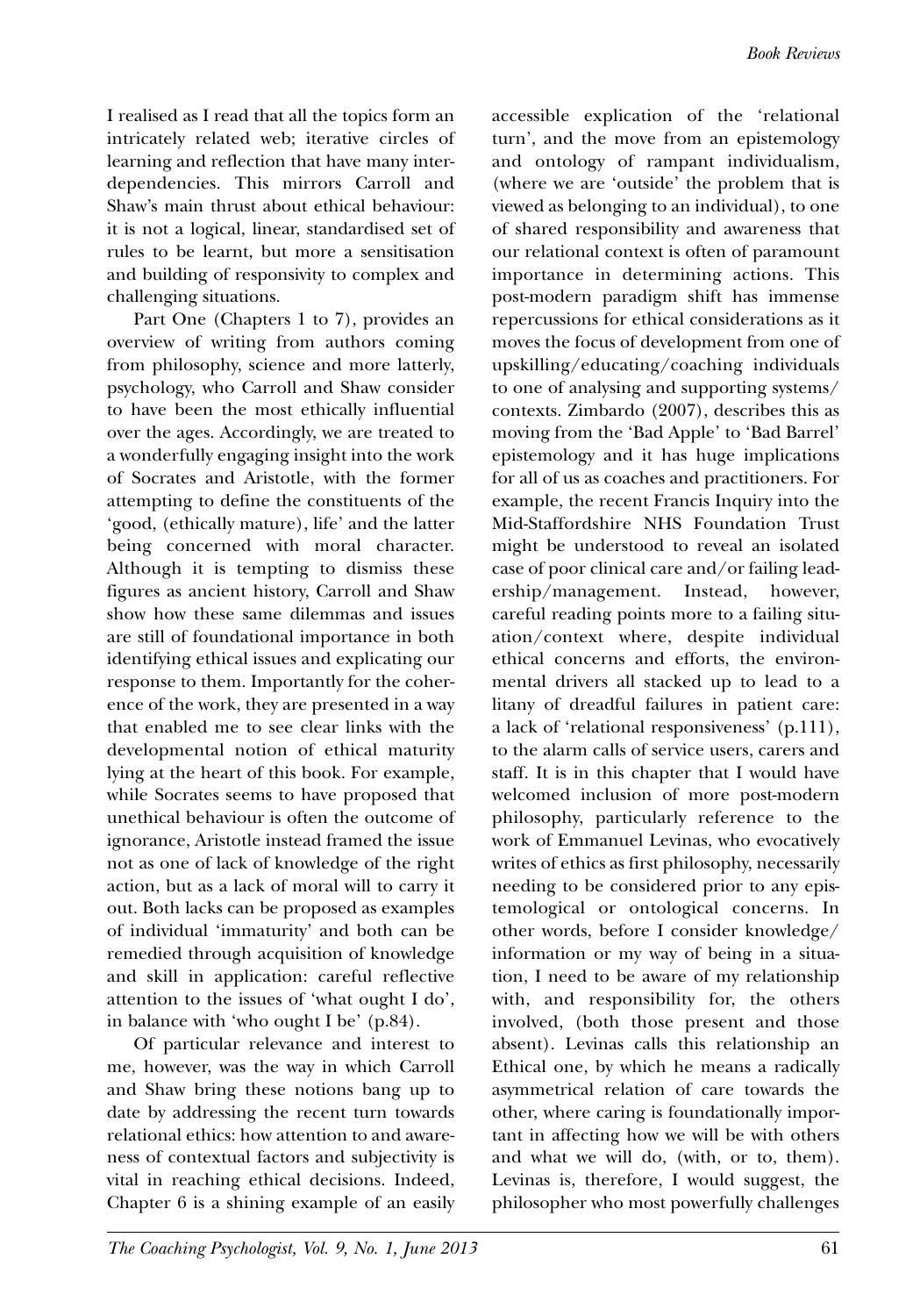I realised as I read that all the topics form an intricately related web; iterative circles of learning and reflection that have many interdependencies. This mirrors Carroll and Shaw's main thrust about ethical behaviour: it is not a logical, linear, standardised set of rules to be learnt, but more a sensitisation and building of responsivity to complex and challenging situations.

Part One (Chapters 1 to 7), provides an overview of writing from authors coming from philosophy, science and more latterly, psychology, who Carroll and Shaw consider to have been the most ethically influential over the ages. Accordingly, we are treated to a wonderfully engaging insight into the work of Socrates and Aristotle, with the former attempting to define the constituents of the 'good, (ethically mature), life' and the latter being concerned with moral character. Although it is tempting to dismiss these figures as ancient history, Carroll and Shaw show how these same dilemmas and issues are still of foundational importance in both identifying ethical issues and explicating our response to them. Importantly for the coherence of the work, they are presented in a way that enabled me to see clear links with the developmental notion of ethical maturity lying at the heart of this book. For example, while Socrates seems to have proposed that unethical behaviour is often the outcome of ignorance, Aristotle instead framed the issue not as one of lack of knowledge of the right action, but as a lack of moral will to carry it out. Both lacks can be proposed as examples of individual 'immaturity' and both can be remedied through acquisition of knowledge and skill in application: careful reflective attention to the issues of 'what ought I do', in balance with 'who ought I be' (p.84).

Of particular relevance and interest to me, however, was the way in which Carroll and Shaw bring these notions bang up to date by addressing the recent turn towards relational ethics: how attention to and awareness of contextual factors and subjectivity is vital in reaching ethical decisions. Indeed, Chapter 6 is a shining example of an easily accessible explication of the 'relational turn', and the move from an epistemology and ontology of rampant individualism, (where we are 'outside' the problem that is viewed as belonging to an individual), to one of shared responsibility and awareness that our relational context is often of paramount importance in determining actions. This post-modern paradigm shift has immense repercussions for ethical considerations as it moves the focus of development from one of upskilling/educating/coaching individuals to one of analysing and supporting systems/contexts. Zimbardo (2007), describes this as moving from the 'Bad Apple' to 'Bad Barrel' epistemology and it has huge implications for all of us as coaches and practitioners. For example, the recent Francis Inquiry into the Mid-Staffordshire NHS Foundation Trust might be understood to reveal an isolated case of poor clinical care and/or failing leadership/management. Instead, however, careful reading points more to a failing situation/context where, despite individual ethical concerns and efforts, the environmental drivers all stacked up to lead to a litany of dreadful failures in patient care: a lack of 'relational responsiveness' (p.111), to the alarm calls of service users, carers and staff. It is in this chapter that I would have welcomed inclusion of more post-modern philosophy, particularly reference to the work of Emmanuel Levinas, who evocatively writes of ethics as first philosophy, necessarily needing to be considered prior to any epistemological or ontological concerns. In other words, before I consider knowledge/information or my way of being in a situation, I need to be aware of my relationship with, and responsibility for, the others involved, (both those present and those absent). Levinas calls this relationship an Ethical one, by which he means a radically asymmetrical relation of care towards the other, where caring is foundationally important in affecting how we will be with others and what we will do, (with, or to, them). Levinas is, therefore, I would suggest, the philosopher who most powerfully challenges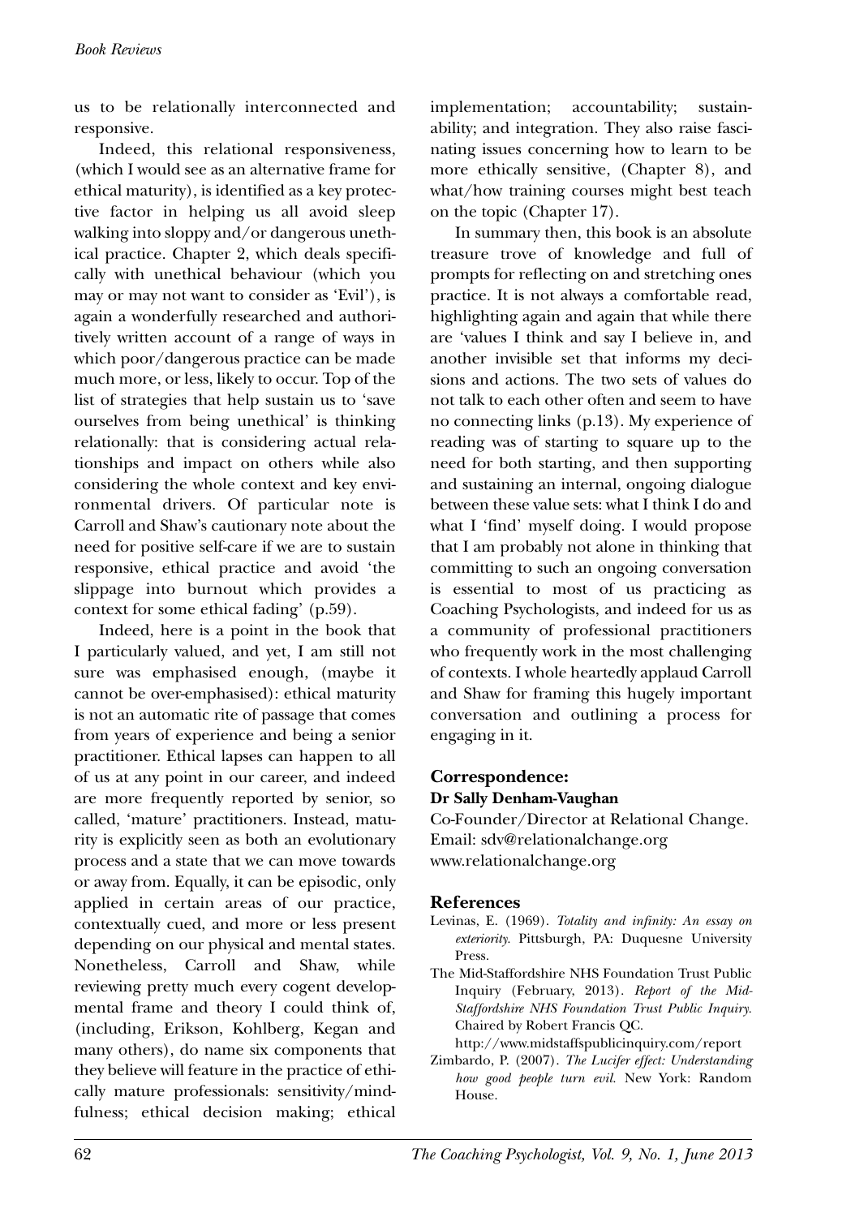us to be relationally interconnected and responsive.

Indeed, this relational responsiveness, (which I would see as an alternative frame for ethical maturity), is identified as a key protective factor in helping us all avoid sleep walking into sloppy and/or dangerous unethical practice. Chapter 2, which deals specifically with unethical behaviour (which you may or may not want to consider as 'Evil'), is again a wonderfully researched and authoritively written account of a range of ways in which poor/dangerous practice can be made much more, or less, likely to occur. Top of the list of strategies that help sustain us to 'save ourselves from being unethical' is thinking relationally: that is considering actual relationships and impact on others while also considering the whole context and key environmental drivers. Of particular note is Carroll and Shaw's cautionary note about the need for positive self-care if we are to sustain responsive, ethical practice and avoid 'the slippage into burnout which provides a context for some ethical fading' (p.59).

Indeed, here is a point in the book that I particularly valued, and yet, I am still not sure was emphasised enough, (maybe it cannot be over-emphasised): ethical maturity is not an automatic rite of passage that comes from years of experience and being a senior practitioner. Ethical lapses can happen to all of us at any point in our career, and indeed are more frequently reported by senior, so called, 'mature' practitioners. Instead, maturity is explicitly seen as both an evolutionary process and a state that we can move towards or away from. Equally, it can be episodic, only applied in certain areas of our practice, contextually cued, and more or less present depending on our physical and mental states. Nonetheless, Carroll and Shaw, while reviewing pretty much every cogent developmental frame and theory I could think of, (including, Erikson, Kohlberg, Kegan and many others), do name six components that they believe will feature in the practice of ethically mature professionals: sensitivity/mindfulness; ethical decision making; ethical implementation; accountability; sustainability; and integration. They also raise fascinating issues concerning how to learn to be more ethically sensitive, (Chapter 8), and what/how training courses might best teach on the topic (Chapter 17).

In summary then, this book is an absolute treasure trove of knowledge and full of prompts for reflecting on and stretching ones practice. It is not always a comfortable read, highlighting again and again that while there are 'values I think and say I believe in, and another invisible set that informs my decisions and actions. The two sets of values do not talk to each other often and seem to have no connecting links (p.13). My experience of reading was of starting to square up to the need for both starting, and then supporting and sustaining an internal, ongoing dialogue between these value sets: what I think I do and what I 'find' myself doing. I would propose that I am probably not alone in thinking that committing to such an ongoing conversation is essential to most of us practicing as Coaching Psychologists, and indeed for us as a community of professional practitioners who frequently work in the most challenging of contexts. I whole heartedly applaud Carroll and Shaw for framing this hugely important conversation and outlining a process for engaging in it.

## Correspondence:

**Dr Sally Denham-Vaughan**
Co-Founder/Director at Relational Change.
Email: sdv@relationalchange.org
www.relationalchange.org

## References

Levinas, E. (1969). *Totality and infinity: An essay on exteriority.* Pittsburgh, PA: Duquesne University Press.

The Mid-Staffordshire NHS Foundation Trust Public Inquiry (February, 2013). *Report of the Mid-Staffordshire NHS Foundation Trust Public Inquiry.* Chaired by Robert Francis QC. http://www.midstaffspublicinquiry.com/report

Zimbardo, P. (2007). *The Lucifer effect: Understanding how good people turn evil.* New York: Random House.